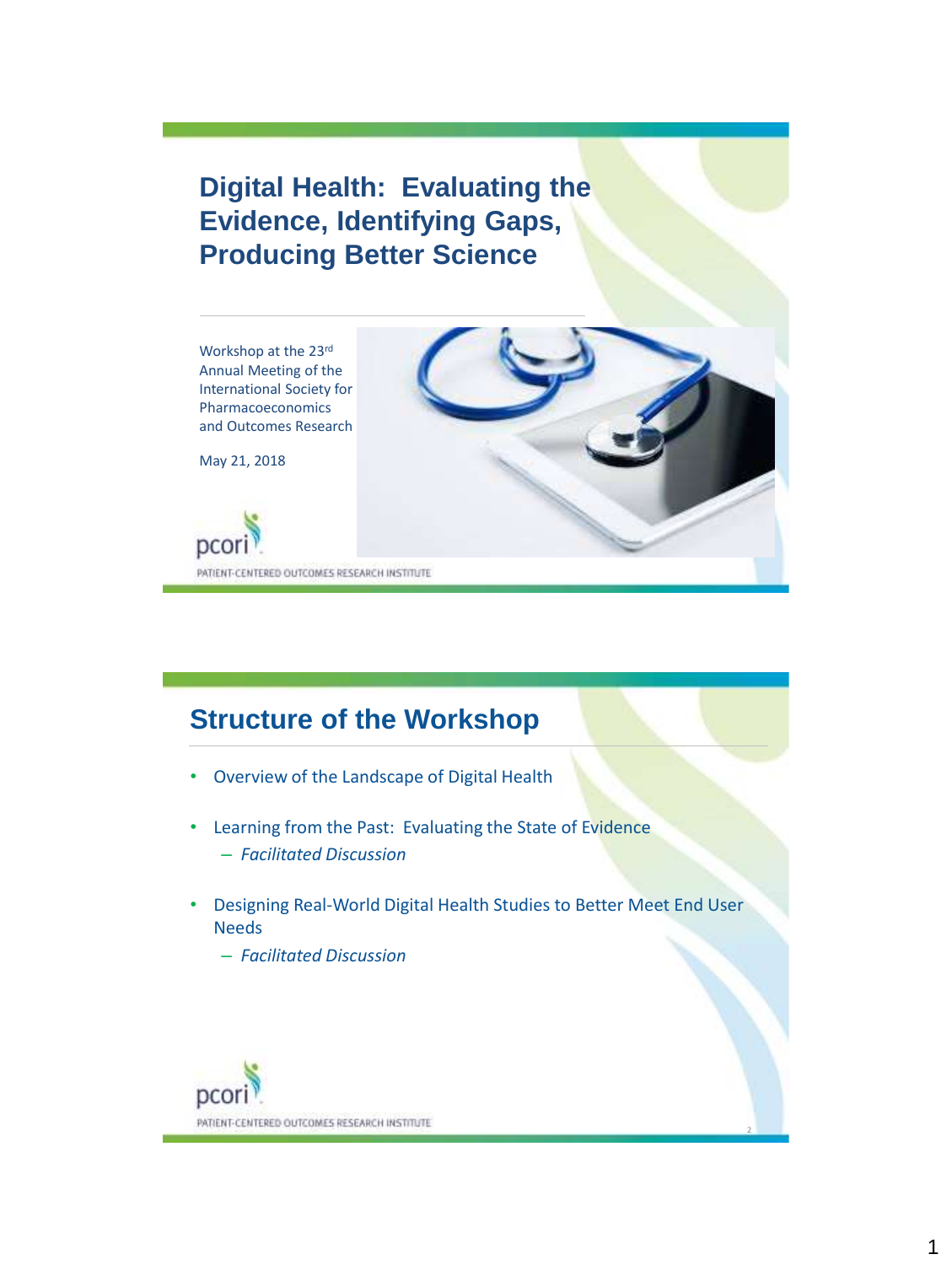# Digital Health: Evaluating the Evidence, Identifying Gaps, Producing Better Science

Workshop at the 23rd Annual Meeting of the International Society for Pharmacoeconomics and Outcomes Research

May 21, 2018

pcori

PATIENT-CENTERED OUTCOMES RESEARCH INSTITUTE

## Structure of the Workshop

- Overview of the Landscape of Digital Health
- Learning from the Past: Evaluating the State of Evidence
  - *Facilitated Discussion*
- Designing Real-World Digital Health Studies to Better Meet End User Needs
  - *Facilitated Discussion*

pcori

PATIENT-CENTERED OUTCOMES RESEARCH INSTITUTE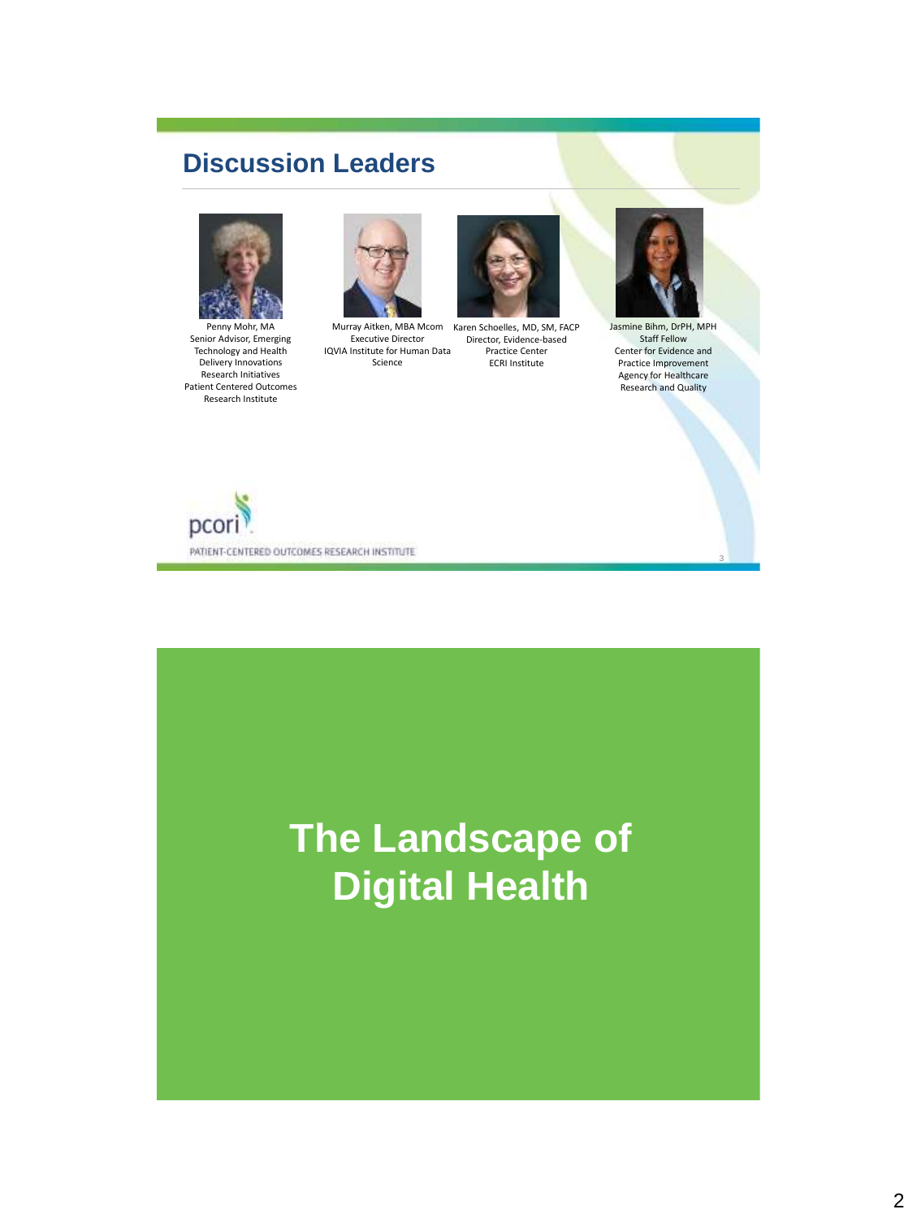## Discussion Leaders

Penny Mohr, MA
Senior Advisor, Emerging Technology and Health Delivery Innovations Research Initiatives
Patient Centered Outcomes Research Institute

Murray Aitken, MBA Mcom
Executive Director
IQVIA Institute for Human Data Science

Karen Schoelles, MD, SM, FACP
Director, Evidence-based Practice Center
ECRI Institute

Jasmine Bihm, DrPH, MPH
Staff Fellow
Center for Evidence and Practice Improvement
Agency for Healthcare Research and Quality

pcori
PATIENT-CENTERED OUTCOMES RESEARCH INSTITUTE

# The Landscape of Digital Health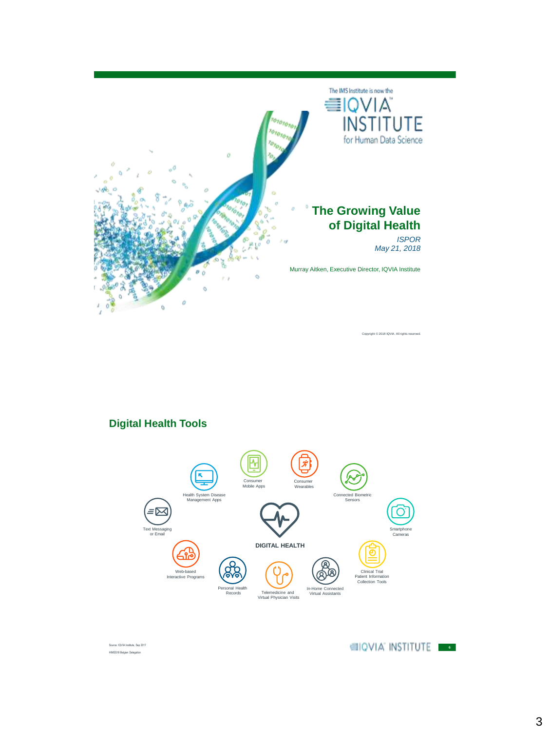The IMS Institute is now the

IQVIA INSTITUTE for Human Data Science

# The Growing Value of Digital Health

*ISPOR*
*May 21, 2018*

Murray Aitken, Executive Director, IQVIA Institute

Copyright © 2018 IQVIA. All rights reserved.

## Digital Health Tools

DIGITAL HEALTH

- Consumer Mobile Apps
- Consumer Wearables
- Connected Biometric Sensors
- Smartphone Cameras
- Clinical Trial Patient Information Collection Tools
- In-Home Connected Virtual Assistants
- Telemedicine and Virtual Physician Visits
- Personal Health Records
- Web-based Interactive Programs
- Text Messaging or Email
- Health System Disease Management Apps

Source: IQVIA Institute, Sep 2017

HIMSS18 Belgian Delegation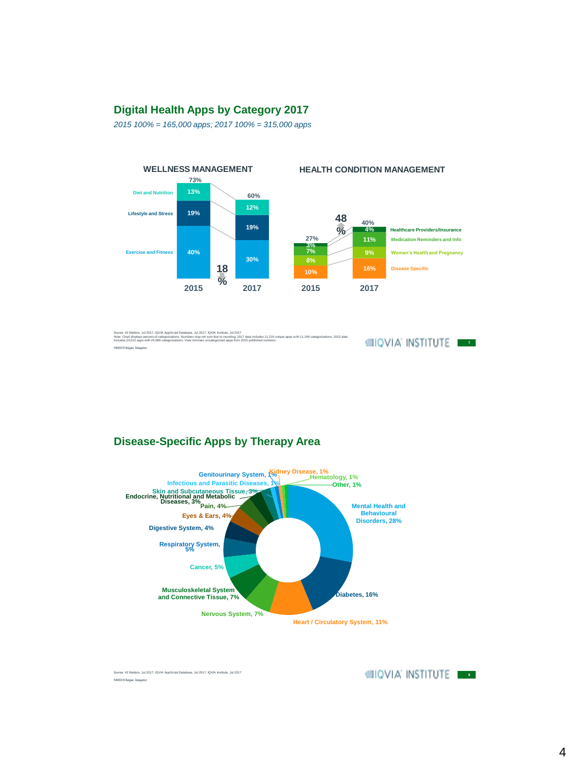## Digital Health Apps by Category 2017

*2015 100% = 165,000 apps; 2017 100% = 315,000 apps*

### WELLNESS MANAGEMENT

| Category | 2015 | 2017 |
|---|---|---|
| Diet and Nutrition | 13% | 12% |
| Lifestyle and Stress | 19% | 19% |
| Exercise and Fitness | 40% | 30% |
| Total | 73% | 60% |

18% (decrease)

### HEALTH CONDITION MANAGEMENT

| Category | 2015 | 2017 |
|---|---|---|
| Healthcare Providers/Insurance | 3% | 4% |
| Medication Reminders and Info | 7% | 11% |
| Women's Health and Pregnancy | 8% | 9% |
| Disease Specific | 10% | 16% |
| Total | 27% | 40% |

48% (increase)

Sources: 42 Matters, Jul 2017; IQVIA AppScript Database, Jul 2017; IQVIA Institute, Jul 2017
Note: Chart displays percent of categorizations. Numbers may not sum due to rounding. 2017 data includes 11,216 unique apps with 11,249 categorizations. 2015 data includes 24,012 apps with 24,088 categorizations. View removes uncategorized apps from 2015 published numbers.
HIMSS18 Belgian Delegation

## Disease-Specific Apps by Therapy Area

| Therapy Area | Share |
|---|---|
| Mental Health and Behavioural Disorders | 28% |
| Diabetes | 16% |
| Heart / Circulatory System | 11% |
| Nervous System | 7% |
| Musculoskeletal System and Connective Tissue | 7% |
| Cancer | 5% |
| Respiratory System | 5% |
| Digestive System | 4% |
| Eyes & Ears | 4% |
| Pain | 4% |
| Endocrine, Nutritional and Metabolic Diseases | 3% |
| Skin and Subcutaneous Tissue | 3% |
| Infectious and Parasitic Diseases | 1% |
| Genitourinary System | 1% |
| Kidney Disease | 1% |
| Hematology | 1% |
| Other | 1% |

Sources: 42 Matters, Jul 2017; IQVIA AppScript Database, Jul 2017; IQVIA Institute, Jul 2017
HIMSS18 Belgian Delegation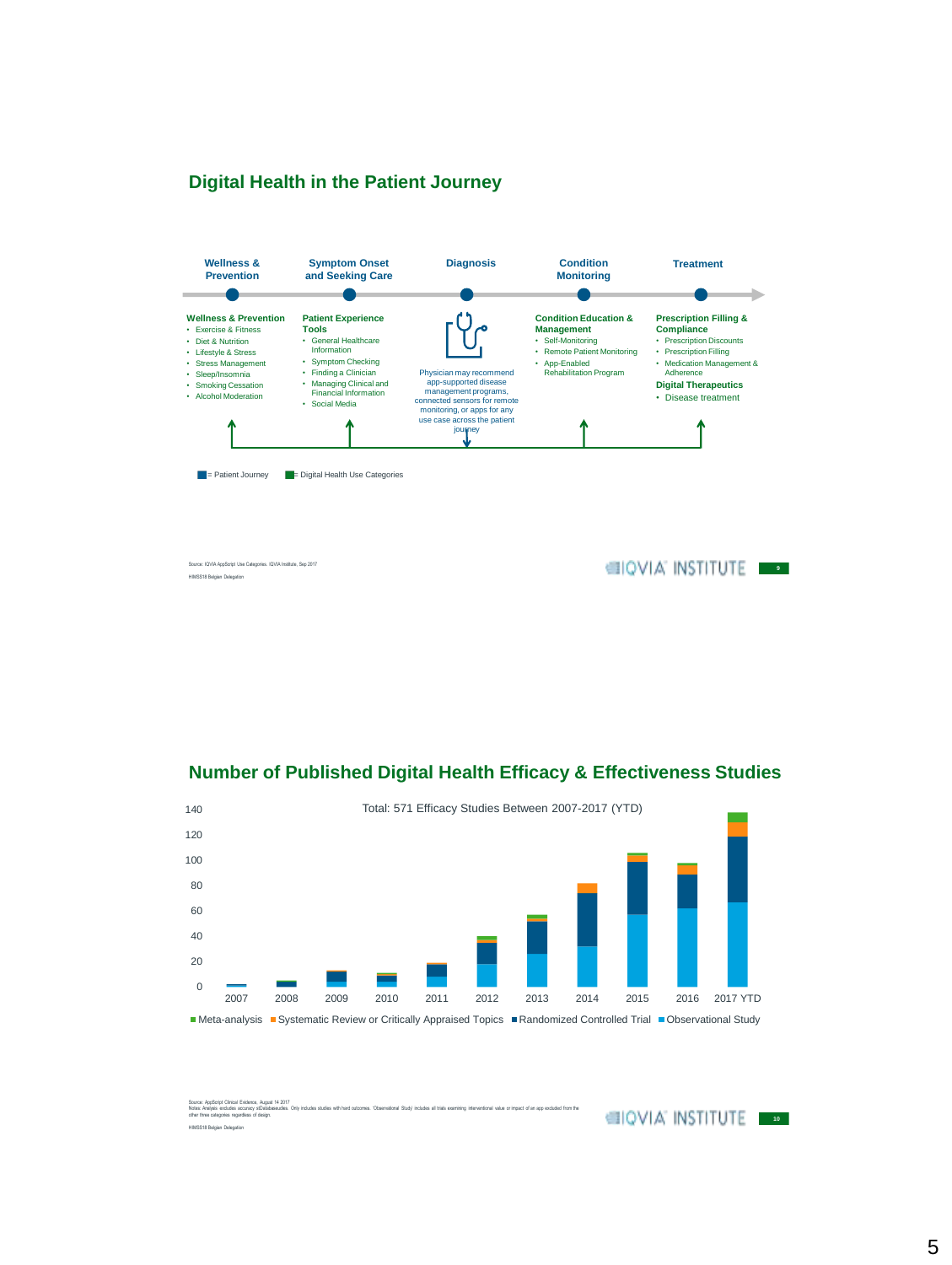## Digital Health in the Patient Journey

**Wellness & Prevention** → **Symptom Onset and Seeking Care** → **Diagnosis** → **Condition Monitoring** → **Treatment**

**Wellness & Prevention**
- Exercise & Fitness
- Diet & Nutrition
- Lifestyle & Stress
- Stress Management
- Sleep/Insomnia
- Smoking Cessation
- Alcohol Moderation

**Patient Experience Tools**
- General Healthcare Information
- Symptom Checking
- Finding a Clinician
- Managing Clinical and Financial Information
- Social Media

Physician may recommend app-supported disease management programs, connected sensors for remote monitoring, or apps for any use case across the patient journey

**Condition Education & Management**
- Self-Monitoring
- Remote Patient Monitoring
- App-Enabled Rehabilitation Program

**Prescription Filling & Compliance**
- Prescription Discounts
- Prescription Filling
- Medication Management & Adherence

**Digital Therapeutics**
- Disease treatment

= Patient Journey = Digital Health Use Categories

Source: IQVIA AppScript Use Categories. IQVIA Institute, Sep 2017

HIMSS18 Belgian Delegation

## Number of Published Digital Health Efficacy & Effectiveness Studies

Total: 571 Efficacy Studies Between 2007-2017 (YTD)

Legend: Meta-analysis, Systematic Review or Critically Appraised Topics, Randomized Controlled Trial, Observational Study

Years: 2007, 2008, 2009, 2010, 2011, 2012, 2013, 2014, 2015, 2016, 2017 YTD

Source: AppScript Clinical Evidence, August 14 2017
Notes: Analysis excludes accuracy studies. Only includes studies with hard outcomes. 'Observational Study' includes all trials examining interventional value or impact of an app excluded from the other three categories regardless of design.

HIMSS18 Belgian Delegation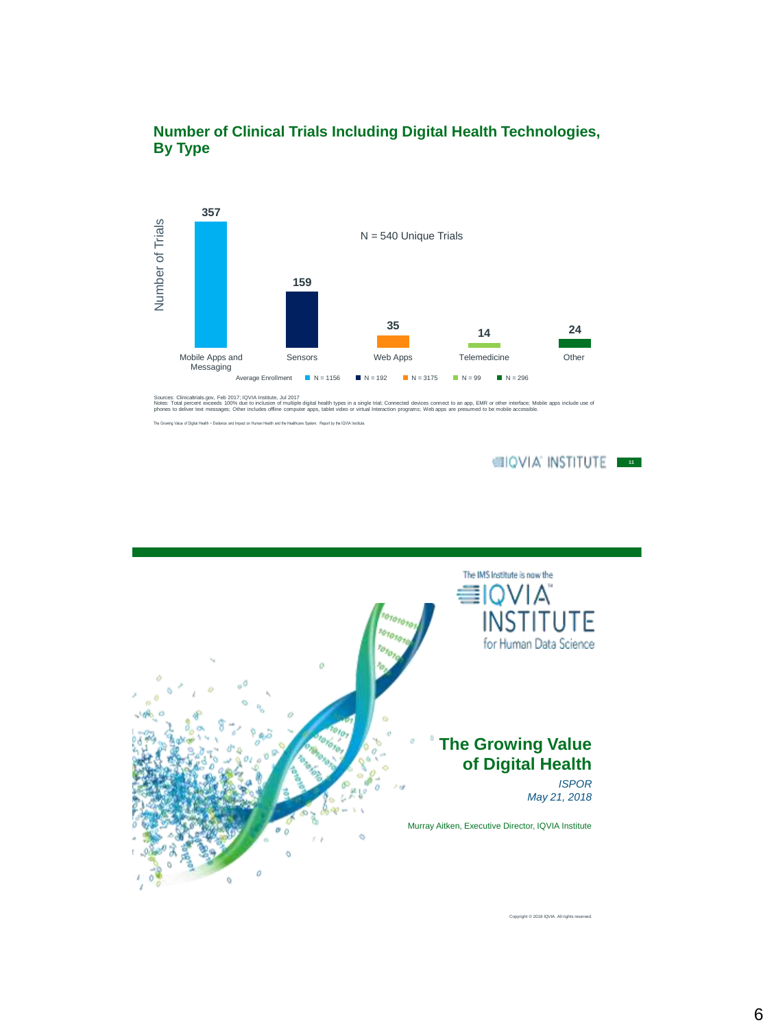## Number of Clinical Trials Including Digital Health Technologies, By Type

N = 540 Unique Trials

| Type | Number of Trials | Average Enrollment |
|---|---|---|
| Mobile Apps and Messaging | 357 | N = 1156 |
| Sensors | 159 | N = 192 |
| Web Apps | 35 | N = 3175 |
| Telemedicine | 14 | N = 99 |
| Other | 24 | N = 296 |

Sources: Clinicaltrials.gov, Feb 2017; IQVIA Institute, Jul 2017
Notes: Total percent exceeds 100% due to inclusion of multiple digital health types in a single trial; Connected devices connect to an app, EMR or other interface; Mobile apps include use of phones to deliver text messages; Other includes offline computer apps, tablet video or virtual Interaction programs; Web apps are presumed to be mobile accessible.

The Growing Value of Digital Health – Evidence and Impact on Human Health and the Healthcare System. Report by the IQVIA Institute.

IQVIA INSTITUTE

---

The IMS Institute is now the IQVIA INSTITUTE for Human Data Science

# The Growing Value of Digital Health

*ISPOR*
*May 21, 2018*

Murray Aitken, Executive Director, IQVIA Institute

Copyright © 2018 IQVIA. All rights reserved.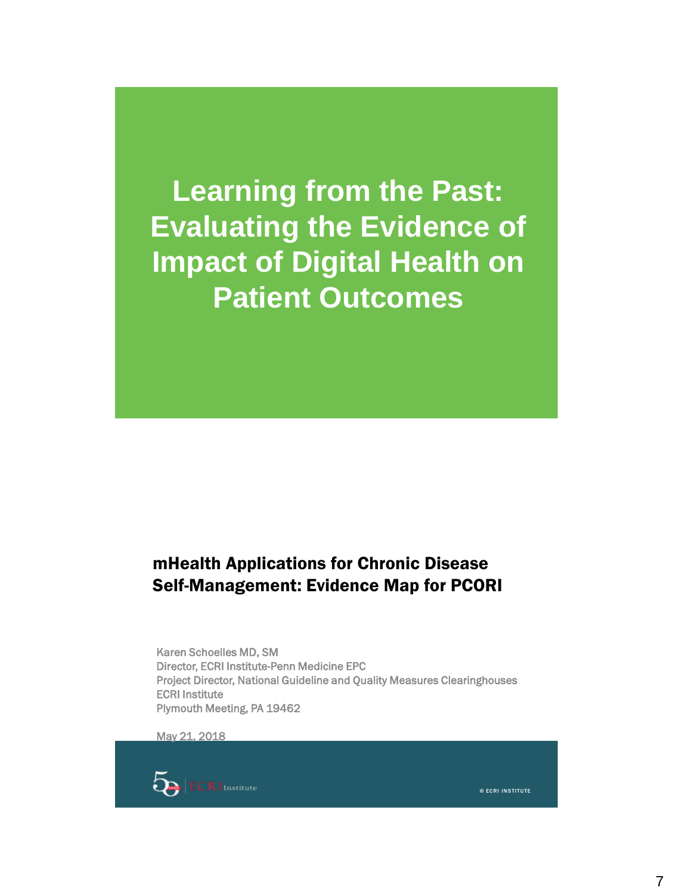# Learning from the Past: Evaluating the Evidence of Impact of Digital Health on Patient Outcomes

## mHealth Applications for Chronic Disease Self-Management: Evidence Map for PCORI

Karen Schoelles MD, SM
Director, ECRI Institute-Penn Medicine EPC
Project Director, National Guideline and Quality Measures Clearinghouses
ECRI Institute
Plymouth Meeting, PA 19462

May 21, 2018

ECRI Institute

© ECRI INSTITUTE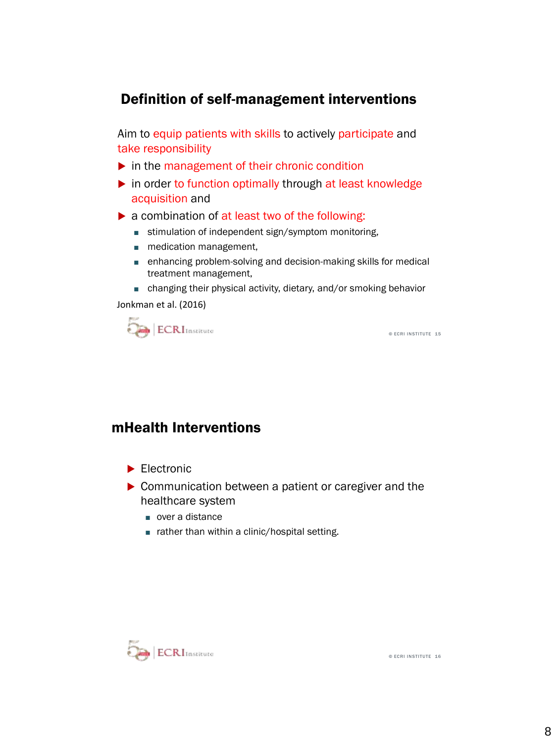## Definition of self-management interventions

Aim to equip patients with skills to actively participate and take responsibility

- in the management of their chronic condition
- in order to function optimally through at least knowledge acquisition and
- a combination of at least two of the following:
  - stimulation of independent sign/symptom monitoring,
  - medication management,
  - enhancing problem-solving and decision-making skills for medical treatment management,
  - changing their physical activity, dietary, and/or smoking behavior

Jonkman et al. (2016)

## mHealth Interventions

- Electronic
- Communication between a patient or caregiver and the healthcare system
  - over a distance
  - rather than within a clinic/hospital setting.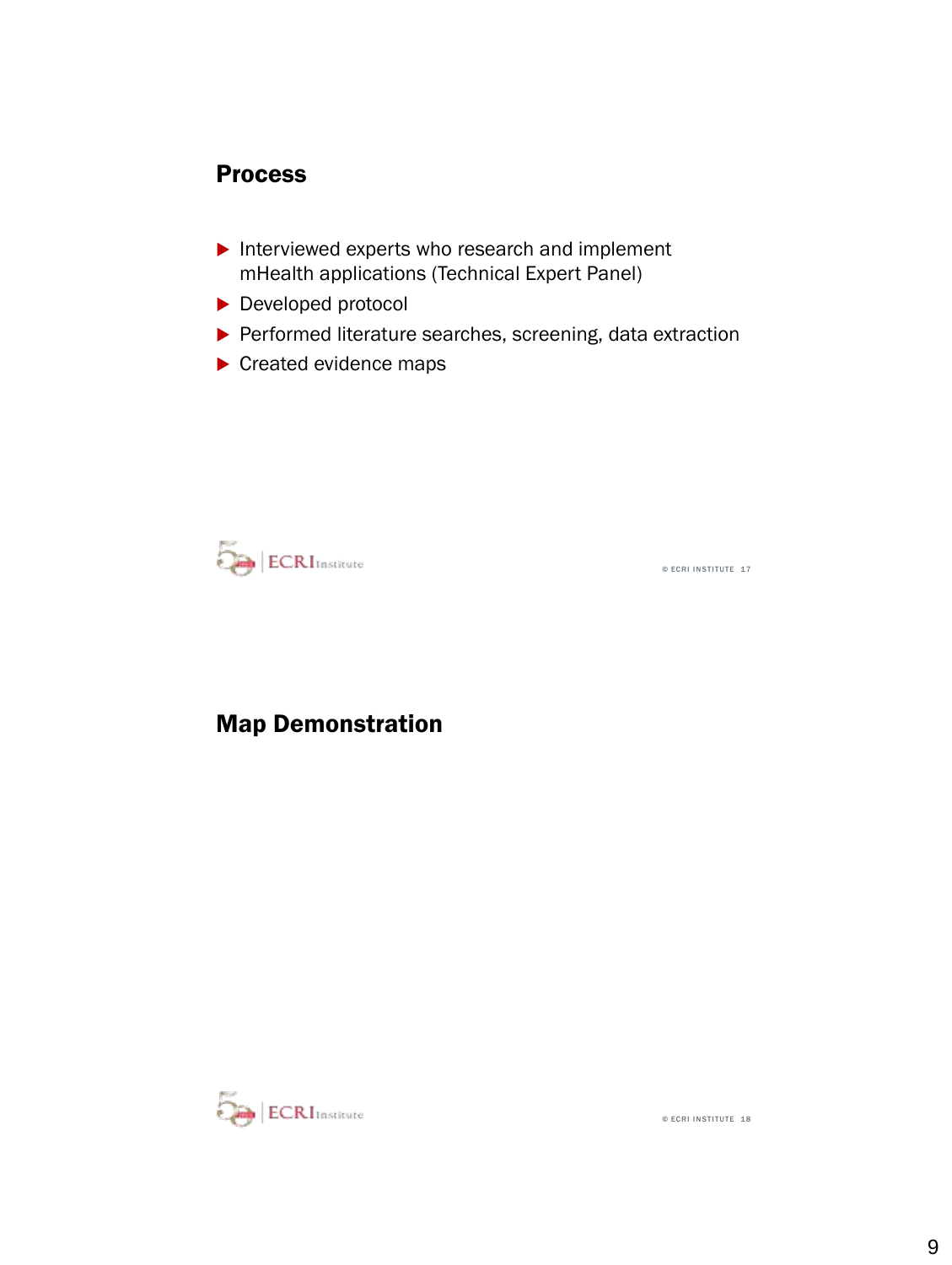## Process

- Interviewed experts who research and implement mHealth applications (Technical Expert Panel)
- Developed protocol
- Performed literature searches, screening, data extraction
- Created evidence maps

## Map Demonstration